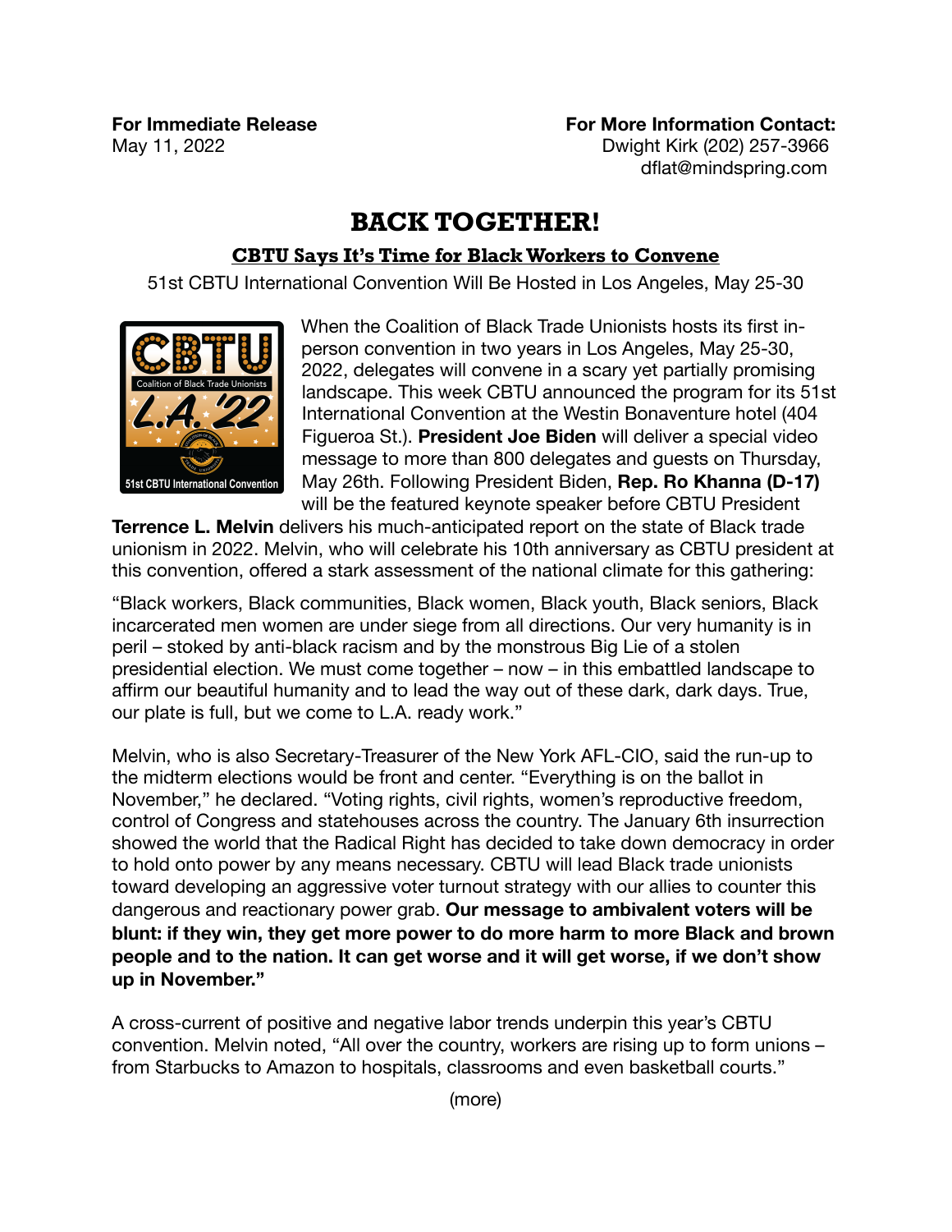**For Immediate Release**
May 11, 2022

**For More Information Contact:**
Dwight Kirk (202) 257-3966
dflat@mindspring.com

# BACK TOGETHER!

## CBTU Says It's Time for Black Workers to Convene

51st CBTU International Convention Will Be Hosted in Los Angeles, May 25-30

When the Coalition of Black Trade Unionists hosts its first in-person convention in two years in Los Angeles, May 25-30, 2022, delegates will convene in a scary yet partially promising landscape. This week CBTU announced the program for its 51st International Convention at the Westin Bonaventure hotel (404 Figueroa St.). **President Joe Biden** will deliver a special video message to more than 800 delegates and guests on Thursday, May 26th. Following President Biden, **Rep. Ro Khanna (D-17)** will be the featured keynote speaker before CBTU President **Terrence L. Melvin** delivers his much-anticipated report on the state of Black trade unionism in 2022. Melvin, who will celebrate his 10th anniversary as CBTU president at this convention, offered a stark assessment of the national climate for this gathering:

"Black workers, Black communities, Black women, Black youth, Black seniors, Black incarcerated men women are under siege from all directions. Our very humanity is in peril – stoked by anti-black racism and by the monstrous Big Lie of a stolen presidential election. We must come together – now – in this embattled landscape to affirm our beautiful humanity and to lead the way out of these dark, dark days. True, our plate is full, but we come to L.A. ready work."

Melvin, who is also Secretary-Treasurer of the New York AFL-CIO, said the run-up to the midterm elections would be front and center. "Everything is on the ballot in November," he declared. "Voting rights, civil rights, women's reproductive freedom, control of Congress and statehouses across the country. The January 6th insurrection showed the world that the Radical Right has decided to take down democracy in order to hold onto power by any means necessary. CBTU will lead Black trade unionists toward developing an aggressive voter turnout strategy with our allies to counter this dangerous and reactionary power grab. **Our message to ambivalent voters will be blunt: if they win, they get more power to do more harm to more Black and brown people and to the nation. It can get worse and it will get worse, if we don't show up in November."**

A cross-current of positive and negative labor trends underpin this year's CBTU convention. Melvin noted, "All over the country, workers are rising up to form unions – from Starbucks to Amazon to hospitals, classrooms and even basketball courts."

(more)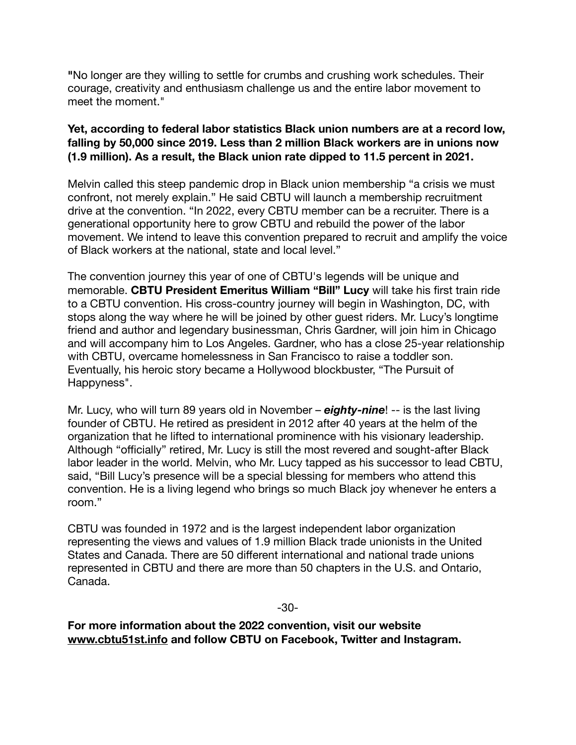"No longer are they willing to settle for crumbs and crushing work schedules. Their courage, creativity and enthusiasm challenge us and the entire labor movement to meet the moment."

**Yet, according to federal labor statistics Black union numbers are at a record low, falling by 50,000 since 2019. Less than 2 million Black workers are in unions now (1.9 million). As a result, the Black union rate dipped to 11.5 percent in 2021.**

Melvin called this steep pandemic drop in Black union membership "a crisis we must confront, not merely explain." He said CBTU will launch a membership recruitment drive at the convention. "In 2022, every CBTU member can be a recruiter. There is a generational opportunity here to grow CBTU and rebuild the power of the labor movement. We intend to leave this convention prepared to recruit and amplify the voice of Black workers at the national, state and local level."

The convention journey this year of one of CBTU's legends will be unique and memorable. **CBTU President Emeritus William "Bill" Lucy** will take his first train ride to a CBTU convention. His cross-country journey will begin in Washington, DC, with stops along the way where he will be joined by other guest riders. Mr. Lucy's longtime friend and author and legendary businessman, Chris Gardner, will join him in Chicago and will accompany him to Los Angeles. Gardner, who has a close 25-year relationship with CBTU, overcame homelessness in San Francisco to raise a toddler son. Eventually, his heroic story became a Hollywood blockbuster, "The Pursuit of Happyness".

Mr. Lucy, who will turn 89 years old in November – ***eighty-nine***! -- is the last living founder of CBTU. He retired as president in 2012 after 40 years at the helm of the organization that he lifted to international prominence with his visionary leadership. Although "officially" retired, Mr. Lucy is still the most revered and sought-after Black labor leader in the world. Melvin, who Mr. Lucy tapped as his successor to lead CBTU, said, "Bill Lucy's presence will be a special blessing for members who attend this convention. He is a living legend who brings so much Black joy whenever he enters a room."

CBTU was founded in 1972 and is the largest independent labor organization representing the views and values of 1.9 million Black trade unionists in the United States and Canada. There are 50 different international and national trade unions represented in CBTU and there are more than 50 chapters in the U.S. and Ontario, Canada.

-30-

**For more information about the 2022 convention, visit our website www.cbtu51st.info and follow CBTU on Facebook, Twitter and Instagram.**